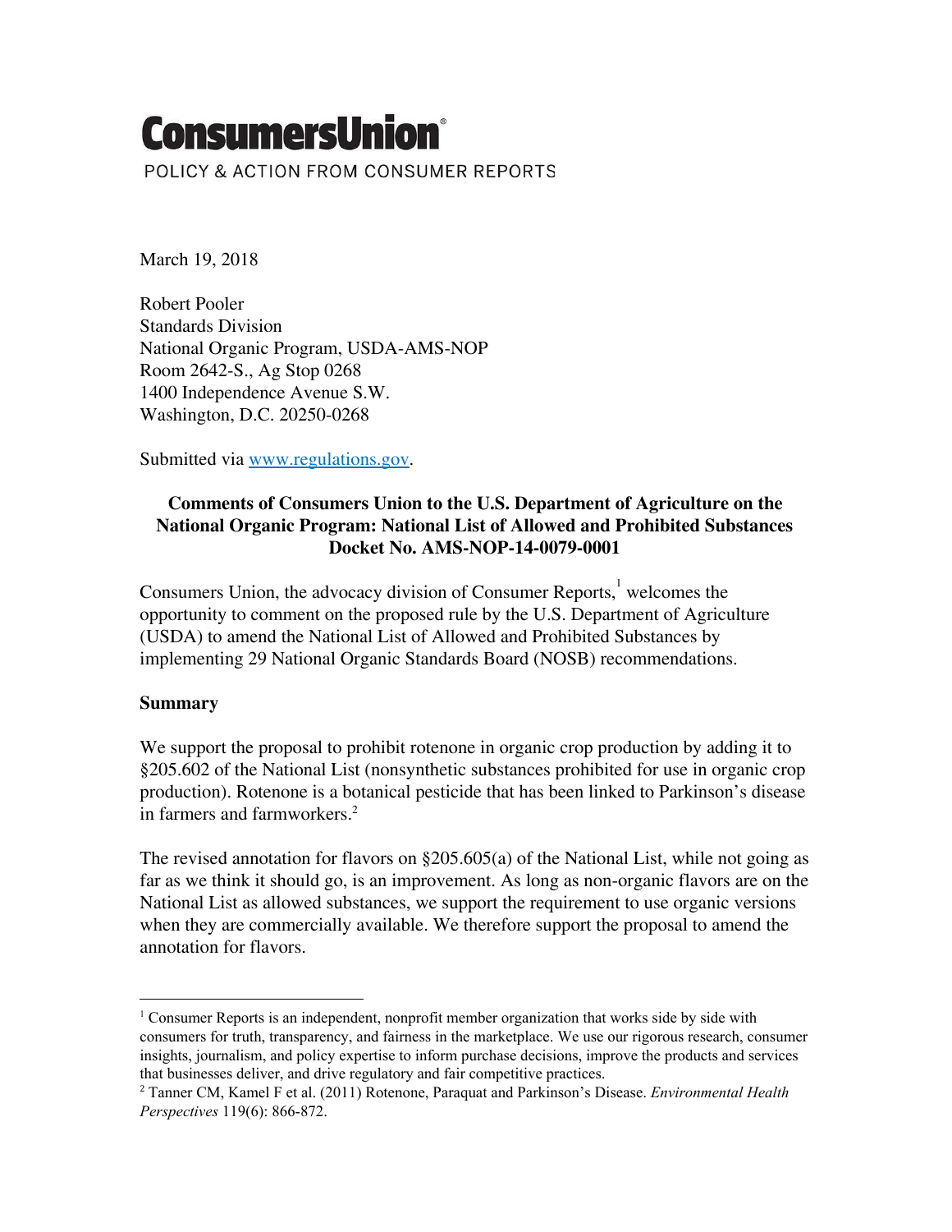# ConsumersUnion

POLICY & ACTION FROM CONSUMER REPORTS

March 19, 2018

Robert Pooler
Standards Division
National Organic Program, USDA-AMS-NOP
Room 2642-S., Ag Stop 0268
1400 Independence Avenue S.W.
Washington, D.C. 20250-0268

Submitted via www.regulations.gov.

**Comments of Consumers Union to the U.S. Department of Agriculture on the National Organic Program: National List of Allowed and Prohibited Substances Docket No. AMS-NOP-14-0079-0001**

Consumers Union, the advocacy division of Consumer Reports,[1] welcomes the opportunity to comment on the proposed rule by the U.S. Department of Agriculture (USDA) to amend the National List of Allowed and Prohibited Substances by implementing 29 National Organic Standards Board (NOSB) recommendations.

**Summary**

We support the proposal to prohibit rotenone in organic crop production by adding it to §205.602 of the National List (nonsynthetic substances prohibited for use in organic crop production). Rotenone is a botanical pesticide that has been linked to Parkinson's disease in farmers and farmworkers.[2]

The revised annotation for flavors on §205.605(a) of the National List, while not going as far as we think it should go, is an improvement. As long as non-organic flavors are on the National List as allowed substances, we support the requirement to use organic versions when they are commercially available. We therefore support the proposal to amend the annotation for flavors.

---

[1] Consumer Reports is an independent, nonprofit member organization that works side by side with consumers for truth, transparency, and fairness in the marketplace. We use our rigorous research, consumer insights, journalism, and policy expertise to inform purchase decisions, improve the products and services that businesses deliver, and drive regulatory and fair competitive practices.

[2] Tanner CM, Kamel F et al. (2011) Rotenone, Paraquat and Parkinson's Disease. *Environmental Health Perspectives* 119(6): 866-872.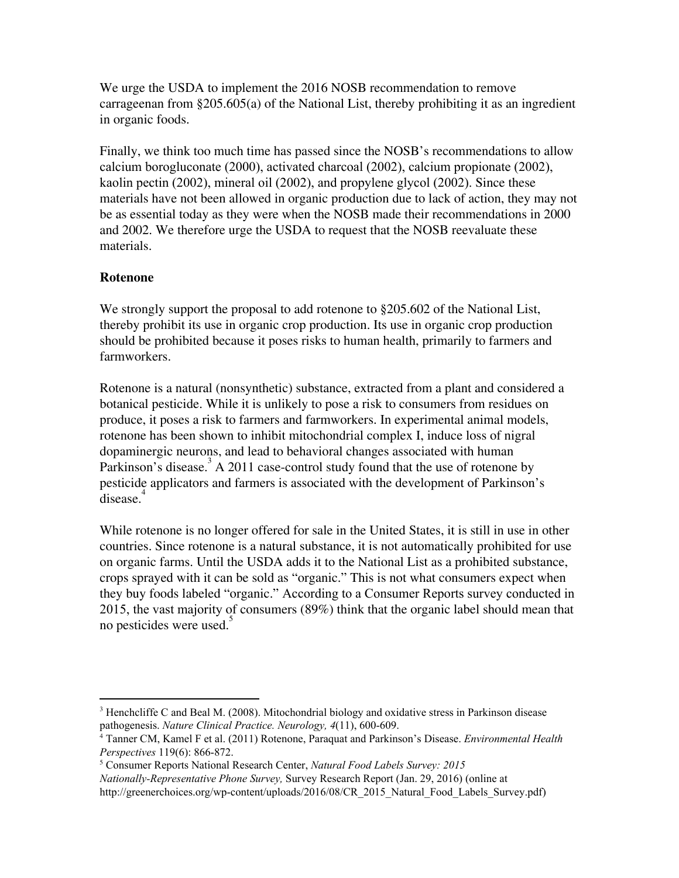We urge the USDA to implement the 2016 NOSB recommendation to remove carrageenan from §205.605(a) of the National List, thereby prohibiting it as an ingredient in organic foods.

Finally, we think too much time has passed since the NOSB's recommendations to allow calcium borogluconate (2000), activated charcoal (2002), calcium propionate (2002), kaolin pectin (2002), mineral oil (2002), and propylene glycol (2002). Since these materials have not been allowed in organic production due to lack of action, they may not be as essential today as they were when the NOSB made their recommendations in 2000 and 2002. We therefore urge the USDA to request that the NOSB reevaluate these materials.

**Rotenone**

We strongly support the proposal to add rotenone to §205.602 of the National List, thereby prohibit its use in organic crop production. Its use in organic crop production should be prohibited because it poses risks to human health, primarily to farmers and farmworkers.

Rotenone is a natural (nonsynthetic) substance, extracted from a plant and considered a botanical pesticide. While it is unlikely to pose a risk to consumers from residues on produce, it poses a risk to farmers and farmworkers. In experimental animal models, rotenone has been shown to inhibit mitochondrial complex I, induce loss of nigral dopaminergic neurons, and lead to behavioral changes associated with human Parkinson's disease.[3] A 2011 case-control study found that the use of rotenone by pesticide applicators and farmers is associated with the development of Parkinson's disease.[4]

While rotenone is no longer offered for sale in the United States, it is still in use in other countries. Since rotenone is a natural substance, it is not automatically prohibited for use on organic farms. Until the USDA adds it to the National List as a prohibited substance, crops sprayed with it can be sold as "organic." This is not what consumers expect when they buy foods labeled "organic." According to a Consumer Reports survey conducted in 2015, the vast majority of consumers (89%) think that the organic label should mean that no pesticides were used.[5]

---

[3] Henchcliffe C and Beal M. (2008). Mitochondrial biology and oxidative stress in Parkinson disease pathogenesis. *Nature Clinical Practice. Neurology, 4*(11), 600-609.

[4] Tanner CM, Kamel F et al. (2011) Rotenone, Paraquat and Parkinson's Disease. *Environmental Health Perspectives* 119(6): 866-872.

[5] Consumer Reports National Research Center, *Natural Food Labels Survey: 2015 Nationally-Representative Phone Survey,* Survey Research Report (Jan. 29, 2016) (online at http://greenerchoices.org/wp-content/uploads/2016/08/CR_2015_Natural_Food_Labels_Survey.pdf)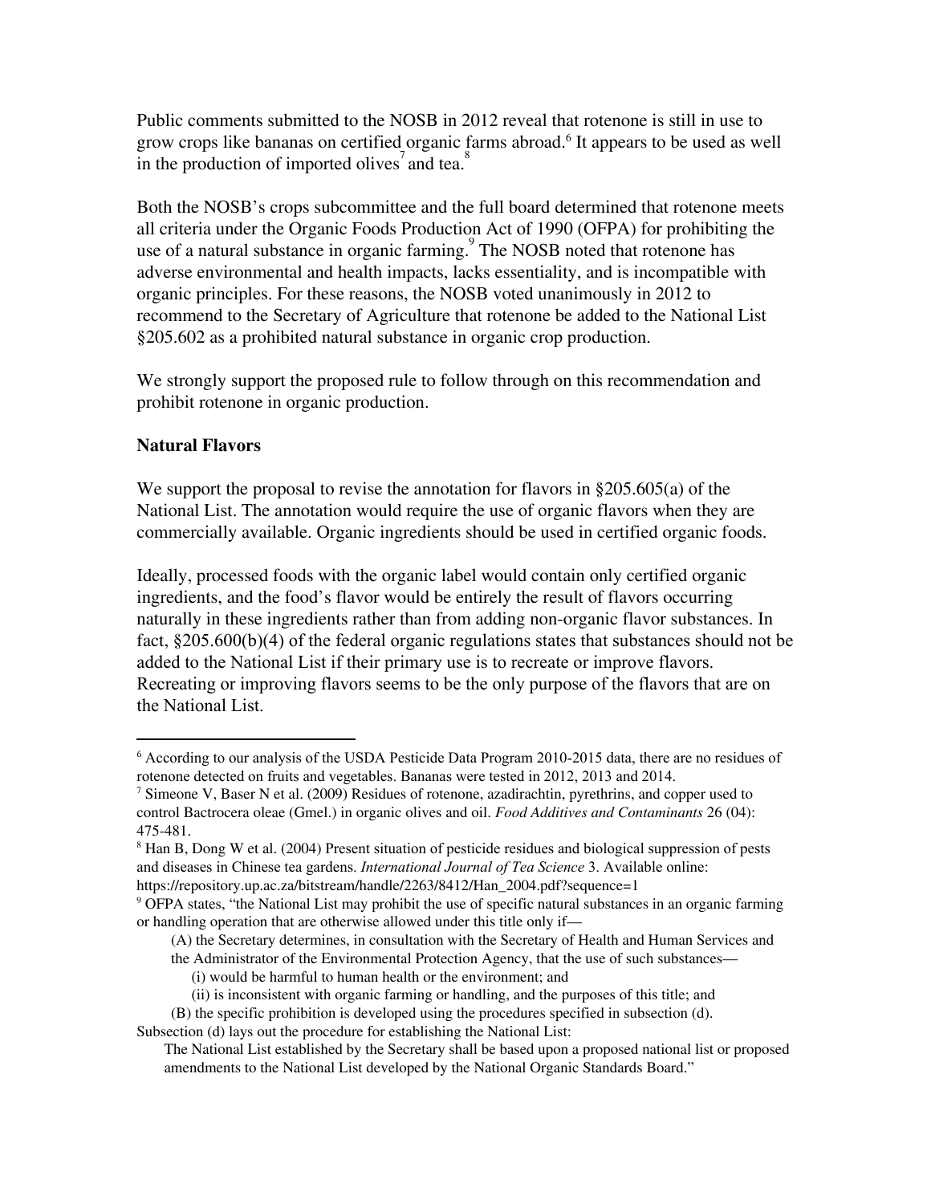Public comments submitted to the NOSB in 2012 reveal that rotenone is still in use to grow crops like bananas on certified organic farms abroad.[6] It appears to be used as well in the production of imported olives[7] and tea.[8]

Both the NOSB's crops subcommittee and the full board determined that rotenone meets all criteria under the Organic Foods Production Act of 1990 (OFPA) for prohibiting the use of a natural substance in organic farming.[9] The NOSB noted that rotenone has adverse environmental and health impacts, lacks essentiality, and is incompatible with organic principles. For these reasons, the NOSB voted unanimously in 2012 to recommend to the Secretary of Agriculture that rotenone be added to the National List §205.602 as a prohibited natural substance in organic crop production.

We strongly support the proposed rule to follow through on this recommendation and prohibit rotenone in organic production.

**Natural Flavors**

We support the proposal to revise the annotation for flavors in §205.605(a) of the National List. The annotation would require the use of organic flavors when they are commercially available. Organic ingredients should be used in certified organic foods.

Ideally, processed foods with the organic label would contain only certified organic ingredients, and the food's flavor would be entirely the result of flavors occurring naturally in these ingredients rather than from adding non-organic flavor substances. In fact, §205.600(b)(4) of the federal organic regulations states that substances should not be added to the National List if their primary use is to recreate or improve flavors. Recreating or improving flavors seems to be the only purpose of the flavors that are on the National List.

---

[6] According to our analysis of the USDA Pesticide Data Program 2010-2015 data, there are no residues of rotenone detected on fruits and vegetables. Bananas were tested in 2012, 2013 and 2014.

[7] Simeone V, Baser N et al. (2009) Residues of rotenone, azadirachtin, pyrethrins, and copper used to control Bactrocera oleae (Gmel.) in organic olives and oil. *Food Additives and Contaminants* 26 (04): 475-481.

[8] Han B, Dong W et al. (2004) Present situation of pesticide residues and biological suppression of pests and diseases in Chinese tea gardens. *International Journal of Tea Science* 3. Available online: https://repository.up.ac.za/bitstream/handle/2263/8412/Han_2004.pdf?sequence=1

[9] OFPA states, "the National List may prohibit the use of specific natural substances in an organic farming or handling operation that are otherwise allowed under this title only if—

> (A) the Secretary determines, in consultation with the Secretary of Health and Human Services and the Administrator of the Environmental Protection Agency, that the use of such substances—
>
> > (i) would be harmful to human health or the environment; and
> >
> > (ii) is inconsistent with organic farming or handling, and the purposes of this title; and
>
> (B) the specific prohibition is developed using the procedures specified in subsection (d).

Subsection (d) lays out the procedure for establishing the National List:

> The National List established by the Secretary shall be based upon a proposed national list or proposed amendments to the National List developed by the National Organic Standards Board."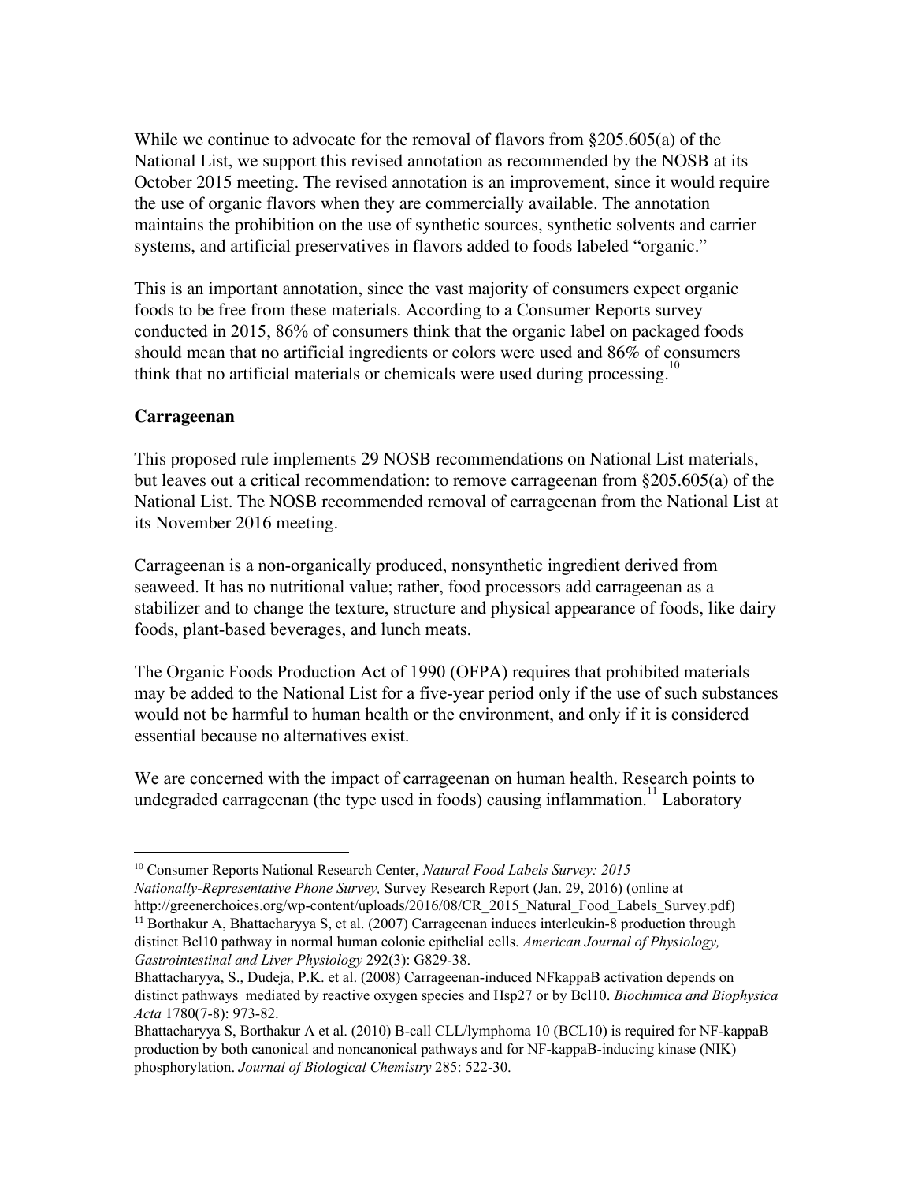While we continue to advocate for the removal of flavors from §205.605(a) of the National List, we support this revised annotation as recommended by the NOSB at its October 2015 meeting. The revised annotation is an improvement, since it would require the use of organic flavors when they are commercially available. The annotation maintains the prohibition on the use of synthetic sources, synthetic solvents and carrier systems, and artificial preservatives in flavors added to foods labeled "organic."

This is an important annotation, since the vast majority of consumers expect organic foods to be free from these materials. According to a Consumer Reports survey conducted in 2015, 86% of consumers think that the organic label on packaged foods should mean that no artificial ingredients or colors were used and 86% of consumers think that no artificial materials or chemicals were used during processing.[10]

**Carrageenan**

This proposed rule implements 29 NOSB recommendations on National List materials, but leaves out a critical recommendation: to remove carrageenan from §205.605(a) of the National List. The NOSB recommended removal of carrageenan from the National List at its November 2016 meeting.

Carrageenan is a non-organically produced, nonsynthetic ingredient derived from seaweed. It has no nutritional value; rather, food processors add carrageenan as a stabilizer and to change the texture, structure and physical appearance of foods, like dairy foods, plant-based beverages, and lunch meats.

The Organic Foods Production Act of 1990 (OFPA) requires that prohibited materials may be added to the National List for a five-year period only if the use of such substances would not be harmful to human health or the environment, and only if it is considered essential because no alternatives exist.

We are concerned with the impact of carrageenan on human health. Research points to undegraded carrageenan (the type used in foods) causing inflammation.[11] Laboratory

---

[10] Consumer Reports National Research Center, *Natural Food Labels Survey: 2015 Nationally-Representative Phone Survey,* Survey Research Report (Jan. 29, 2016) (online at http://greenerchoices.org/wp-content/uploads/2016/08/CR_2015_Natural_Food_Labels_Survey.pdf)

[11] Borthakur A, Bhattacharyya S, et al. (2007) Carrageenan induces interleukin-8 production through distinct Bcl10 pathway in normal human colonic epithelial cells. *American Journal of Physiology, Gastrointestinal and Liver Physiology* 292(3): G829-38.

Bhattacharyya, S., Dudeja, P.K. et al. (2008) Carrageenan-induced NFkappaB activation depends on distinct pathways mediated by reactive oxygen species and Hsp27 or by Bcl10. *Biochimica and Biophysica Acta* 1780(7-8): 973-82.

Bhattacharyya S, Borthakur A et al. (2010) B-call CLL/lymphoma 10 (BCL10) is required for NF-kappaB production by both canonical and noncanonical pathways and for NF-kappaB-inducing kinase (NIK) phosphorylation. *Journal of Biological Chemistry* 285: 522-30.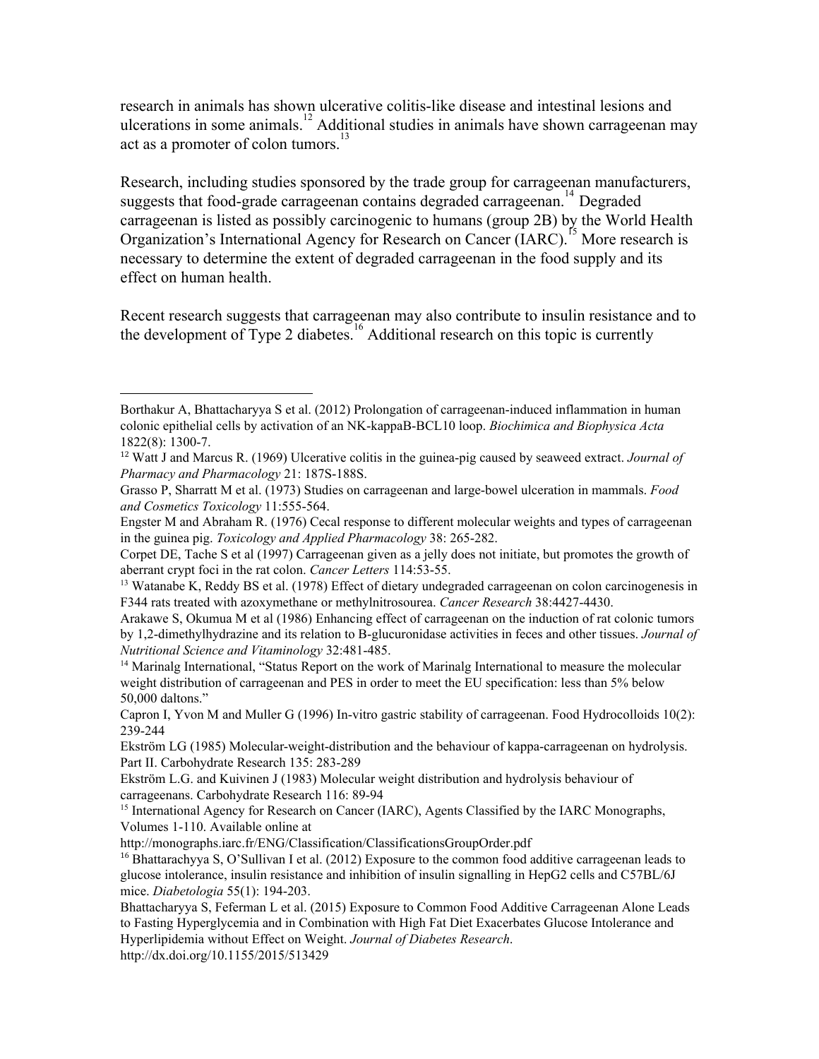research in animals has shown ulcerative colitis-like disease and intestinal lesions and ulcerations in some animals.[12] Additional studies in animals have shown carrageenan may act as a promoter of colon tumors.[13]

Research, including studies sponsored by the trade group for carrageenan manufacturers, suggests that food-grade carrageenan contains degraded carrageenan.[14] Degraded carrageenan is listed as possibly carcinogenic to humans (group 2B) by the World Health Organization's International Agency for Research on Cancer (IARC).[15] More research is necessary to determine the extent of degraded carrageenan in the food supply and its effect on human health.

Recent research suggests that carrageenan may also contribute to insulin resistance and to the development of Type 2 diabetes.[16] Additional research on this topic is currently

---

Borthakur A, Bhattacharyya S et al. (2012) Prolongation of carrageenan-induced inflammation in human colonic epithelial cells by activation of an NK-kappaB-BCL10 loop. *Biochimica and Biophysica Acta* 1822(8): 1300-7.

[12] Watt J and Marcus R. (1969) Ulcerative colitis in the guinea-pig caused by seaweed extract. *Journal of Pharmacy and Pharmacology* 21: 187S-188S.

Grasso P, Sharratt M et al. (1973) Studies on carrageenan and large-bowel ulceration in mammals. *Food and Cosmetics Toxicology* 11:555-564.

Engster M and Abraham R. (1976) Cecal response to different molecular weights and types of carrageenan in the guinea pig. *Toxicology and Applied Pharmacology* 38: 265-282.

Corpet DE, Tache S et al (1997) Carrageenan given as a jelly does not initiate, but promotes the growth of aberrant crypt foci in the rat colon. *Cancer Letters* 114:53-55.

[13] Watanabe K, Reddy BS et al. (1978) Effect of dietary undegraded carrageenan on colon carcinogenesis in F344 rats treated with azoxymethane or methylnitrosourea. *Cancer Research* 38:4427-4430.

Arakawe S, Okumua M et al (1986) Enhancing effect of carrageenan on the induction of rat colonic tumors by 1,2-dimethylhydrazine and its relation to B-glucuronidase activities in feces and other tissues. *Journal of Nutritional Science and Vitaminology* 32:481-485.

[14] Marinalg International, "Status Report on the work of Marinalg International to measure the molecular weight distribution of carrageenan and PES in order to meet the EU specification: less than 5% below 50,000 daltons."

Capron I, Yvon M and Muller G (1996) In-vitro gastric stability of carrageenan. Food Hydrocolloids 10(2): 239-244

Ekström LG (1985) Molecular-weight-distribution and the behaviour of kappa-carrageenan on hydrolysis. Part II. Carbohydrate Research 135: 283-289

Ekström L.G. and Kuivinen J (1983) Molecular weight distribution and hydrolysis behaviour of carrageenans. Carbohydrate Research 116: 89-94

[15] International Agency for Research on Cancer (IARC), Agents Classified by the IARC Monographs, Volumes 1-110. Available online at http://monographs.iarc.fr/ENG/Classification/ClassificationsGroupOrder.pdf

[16] Bhattarachyya S, O'Sullivan I et al. (2012) Exposure to the common food additive carrageenan leads to glucose intolerance, insulin resistance and inhibition of insulin signalling in HepG2 cells and C57BL/6J mice. *Diabetologia* 55(1): 194-203.

Bhattacharyya S, Feferman L et al. (2015) Exposure to Common Food Additive Carrageenan Alone Leads to Fasting Hyperglycemia and in Combination with High Fat Diet Exacerbates Glucose Intolerance and Hyperlipidemia without Effect on Weight. *Journal of Diabetes Research*. http://dx.doi.org/10.1155/2015/513429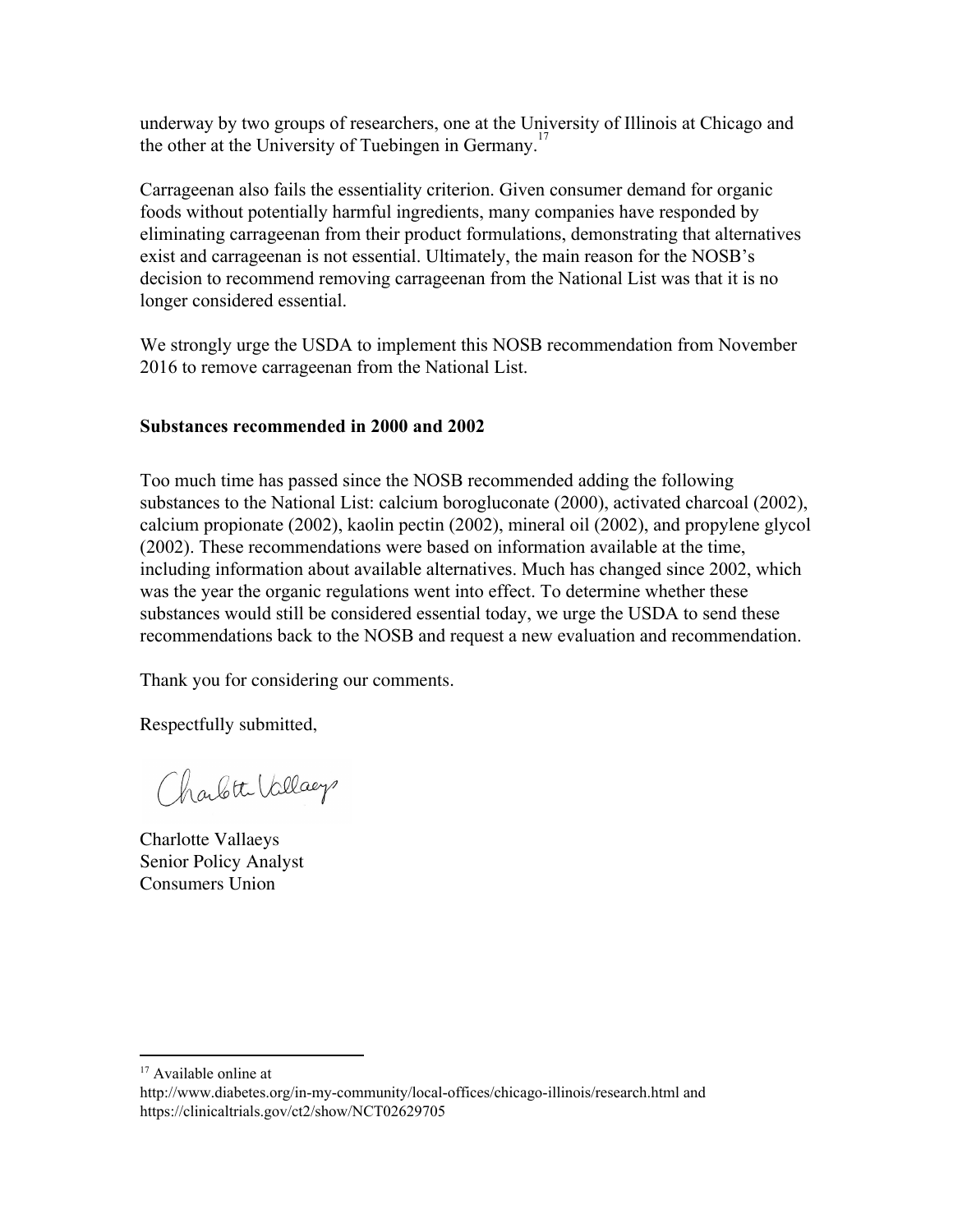underway by two groups of researchers, one at the University of Illinois at Chicago and the other at the University of Tuebingen in Germany.[17]

Carrageenan also fails the essentiality criterion. Given consumer demand for organic foods without potentially harmful ingredients, many companies have responded by eliminating carrageenan from their product formulations, demonstrating that alternatives exist and carrageenan is not essential. Ultimately, the main reason for the NOSB's decision to recommend removing carrageenan from the National List was that it is no longer considered essential.

We strongly urge the USDA to implement this NOSB recommendation from November 2016 to remove carrageenan from the National List.

**Substances recommended in 2000 and 2002**

Too much time has passed since the NOSB recommended adding the following substances to the National List: calcium borogluconate (2000), activated charcoal (2002), calcium propionate (2002), kaolin pectin (2002), mineral oil (2002), and propylene glycol (2002). These recommendations were based on information available at the time, including information about available alternatives. Much has changed since 2002, which was the year the organic regulations went into effect. To determine whether these substances would still be considered essential today, we urge the USDA to send these recommendations back to the NOSB and request a new evaluation and recommendation.

Thank you for considering our comments.

Respectfully submitted,

Charlotte Vallaeys
Senior Policy Analyst
Consumers Union

---

[17] Available online at
http://www.diabetes.org/in-my-community/local-offices/chicago-illinois/research.html and https://clinicaltrials.gov/ct2/show/NCT02629705